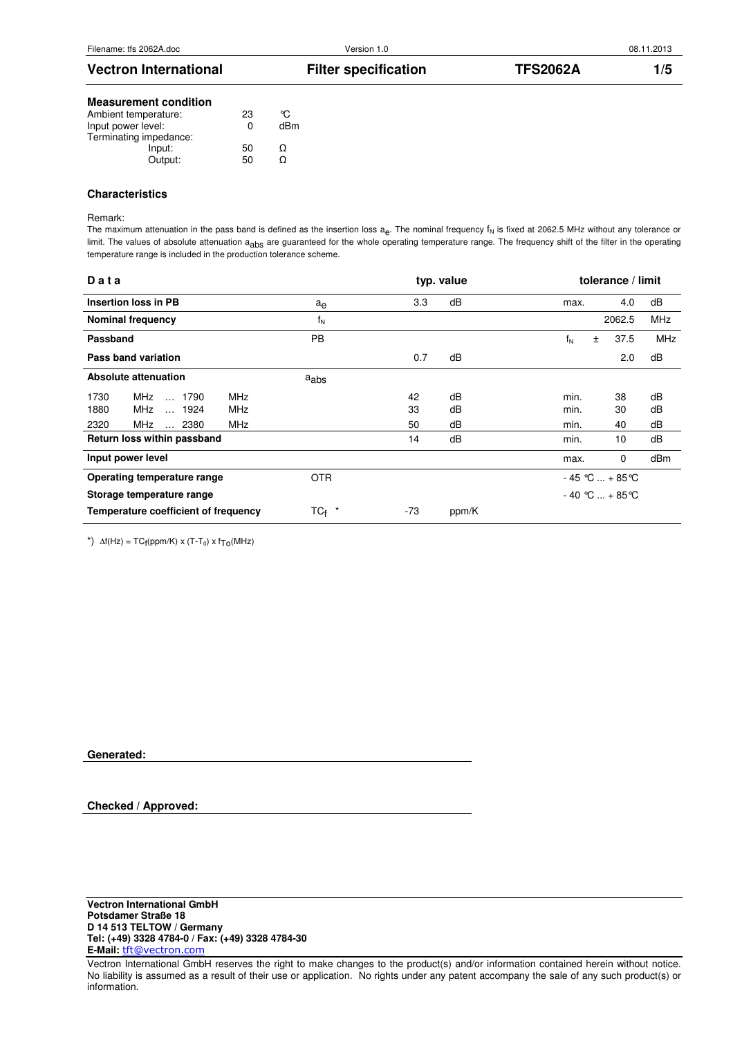# Vectron International — Filter specification — TFS2062A

### Measurement condition

| | | |
|---|---|---|
| Ambient temperature: | 23 | °C |
| Input power level: | 0 | dBm |
| Terminating impedance: | | |
| Input: | 50 | Ω |
| Output: | 50 | Ω |

### Characteristics

Remark:
The maximum attenuation in the pass band is defined as the insertion loss $a_e$. The nominal frequency $f_N$ is fixed at 2062.5 MHz without any tolerance or limit. The values of absolute attenuation $a_{abs}$ are guaranteed for the whole operating temperature range. The frequency shift of the filter in the operating temperature range is included in the production tolerance scheme.

| Data | | typ. value | | tolerance / limit | | |
|---|---|---|---|---|---|---|
| **Insertion loss in PB** | $a_e$ | 3.3 | dB | max. | 4.0 | dB |
| **Nominal frequency** | $f_N$ | | | | 2062.5 | MHz |
| **Passband** | PB | | | $f_N$ ± | 37.5 | MHz |
| **Pass band variation** | | 0.7 | dB | | 2.0 | dB |
| **Absolute attenuation** | $a_{abs}$ | | | | | |
| 1730 MHz … 1790 MHz | | 42 | dB | min. | 38 | dB |
| 1880 MHz … 1924 MHz | | 33 | dB | min. | 30 | dB |
| 2320 MHz … 2380 MHz | | 50 | dB | min. | 40 | dB |
| **Return loss within passband** | | 14 | dB | min. | 10 | dB |
| **Input power level** | | | | max. | 0 | dBm |
| **Operating temperature range** | OTR | | | - 45 °C … + 85 °C | | |
| **Storage temperature range** | | | | - 40 °C … + 85 °C | | |
| **Temperature coefficient of frequency** | $TC_f$ * | -73 | ppm/K | | | |

*) $\Delta f(Hz) = TC_f(ppm/K) \times (T-T_0) \times f_{To}(MHz)$

**Generated:**

**Checked / Approved:**

**Vectron International GmbH**
**Potsdamer Straße 18**
**D 14 513 TELTOW / Germany**
**Tel: (+49) 3328 4784-0 / Fax: (+49) 3328 4784-30**
**E-Mail:** tft@vectron.com

Vectron International GmbH reserves the right to make changes to the product(s) and/or information contained herein without notice. No liability is assumed as a result of their use or application. No rights under any patent accompany the sale of any such product(s) or information.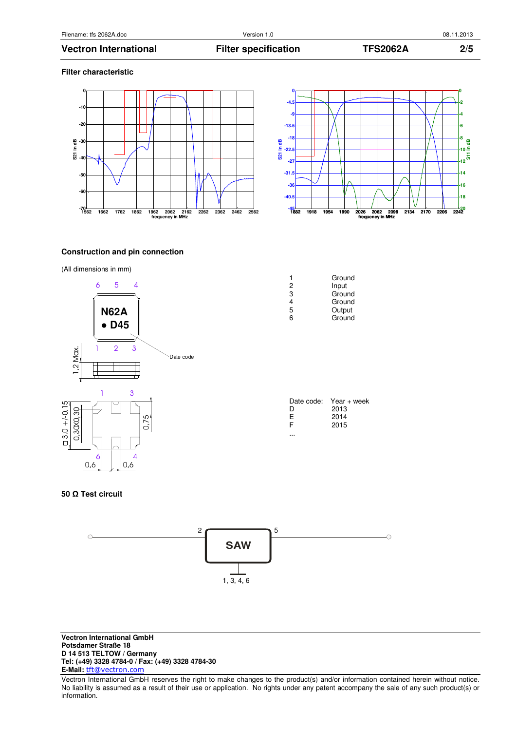## Filter characteristic

## Construction and pin connection

(All dimensions in mm)

| Pin | Function |
|---|---|
| 1 | Ground |
| 2 | Input |
| 3 | Ground |
| 4 | Ground |
| 5 | Output |
| 6 | Ground |

| Date code: | Year + week |
|---|---|
| D | 2013 |
| E | 2014 |
| F | 2015 |
| ... | |

## 50 Ω Test circuit

**Vectron International GmbH**
**Potsdamer Straße 18**
**D 14 513 TELTOW / Germany**
**Tel: (+49) 3328 4784-0 / Fax: (+49) 3328 4784-30**
**E-Mail:** tft@vectron.com

Vectron International GmbH reserves the right to make changes to the product(s) and/or information contained herein without notice. No liability is assumed as a result of their use or application. No rights under any patent accompany the sale of any such product(s) or information.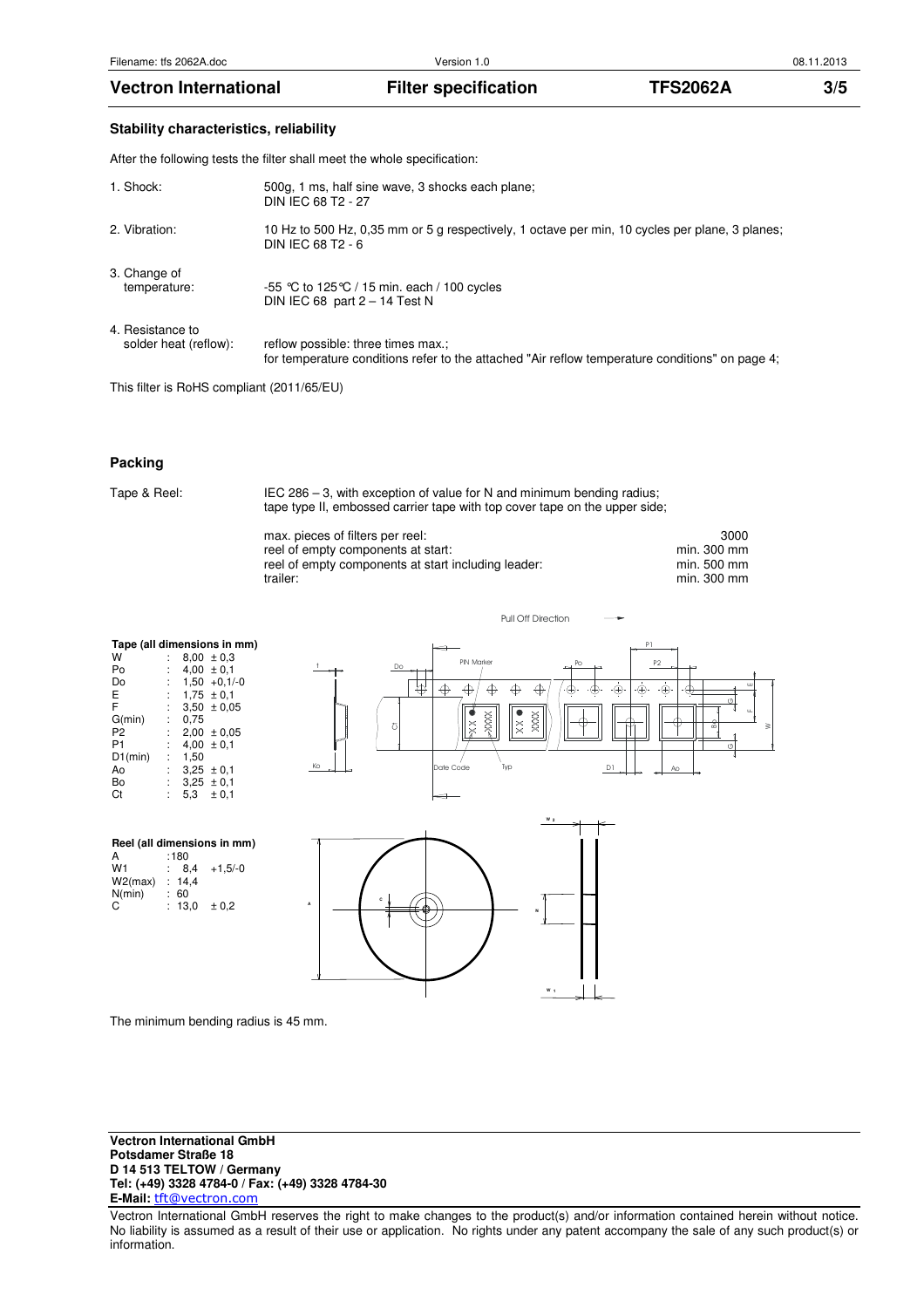## Stability characteristics, reliability

After the following tests the filter shall meet the whole specification:

| | |
|---|---|
| 1. Shock: | 500g, 1 ms, half sine wave, 3 shocks each plane; DIN IEC 68 T2 - 27 |
| 2. Vibration: | 10 Hz to 500 Hz, 0,35 mm or 5 g respectively, 1 octave per min, 10 cycles per plane, 3 planes; DIN IEC 68 T2 - 6 |
| 3. Change of temperature: | -55 °C to 125°C / 15 min. each / 100 cycles DIN IEC 68 part 2 – 14 Test N |
| 4. Resistance to solder heat (reflow): | reflow possible: three times max.; for temperature conditions refer to the attached "Air reflow temperature conditions" on page 4; |

This filter is RoHS compliant (2011/65/EU)

## Packing

Tape & Reel: IEC 286 – 3, with exception of value for N and minimum bending radius; tape type II, embossed carrier tape with top cover tape on the upper side;

| | |
|---|---|
| max. pieces of filters per reel: | 3000 |
| reel of empty components at start: | min. 300 mm |
| reel of empty components at start including leader: | min. 500 mm |
| trailer: | min. 300 mm |

**Tape (all dimensions in mm)**

| | | |
|---|---|---|
| W | : | 8,00 ± 0,3 |
| Po | : | 4,00 ± 0,1 |
| Do | : | 1,50 +0,1/-0 |
| E | : | 1,75 ± 0,1 |
| F | : | 3,50 ± 0,05 |
| G(min) | : | 0,75 |
| P2 | : | 2,00 ± 0,05 |
| P1 | : | 4,00 ± 0,1 |
| D1(min) | : | 1,50 |
| Ao | : | 3,25 ± 0,1 |
| Bo | : | 3,25 ± 0,1 |
| Ct | : | 5,3 ± 0,1 |

Pull Off Direction

PIN Marker, Date Code, Typ

**Reel (all dimensions in mm)**

| | | |
|---|---|---|
| A | : | 180 |
| W1 | : | 8,4 +1,5/-0 |
| W2(max) | : | 14,4 |
| N(min) | : | 60 |
| C | : | 13,0 ± 0,2 |

The minimum bending radius is 45 mm.

**Vectron International GmbH**
**Potsdamer Straße 18**
**D 14 513 TELTOW / Germany**
**Tel: (+49) 3328 4784-0 / Fax: (+49) 3328 4784-30**
**E-Mail:** tft@vectron.com

Vectron International GmbH reserves the right to make changes to the product(s) and/or information contained herein without notice. No liability is assumed as a result of their use or application. No rights under any patent accompany the sale of any such product(s) or information.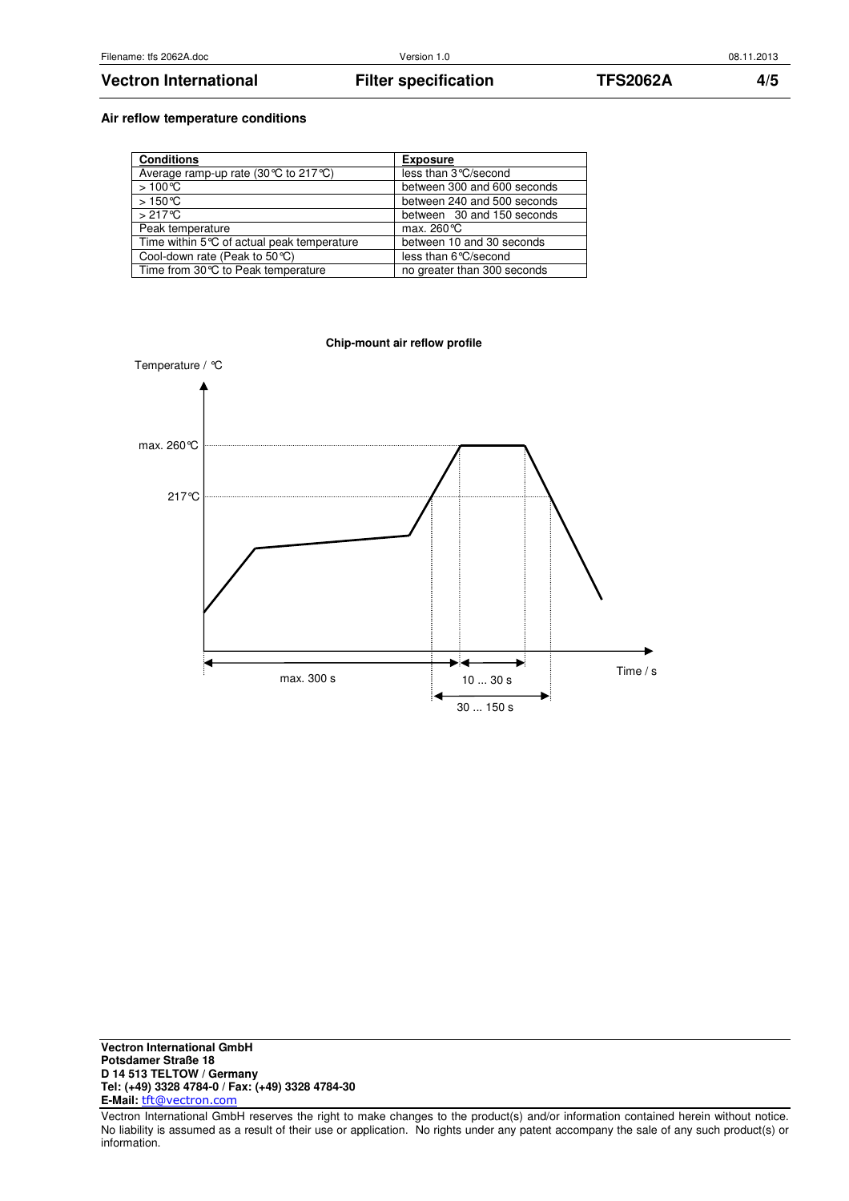**Air reflow temperature conditions**

| Conditions | Exposure |
| --- | --- |
| Average ramp-up rate (30℃ to 217℃) | less than 3℃/second |
| > 100℃ | between 300 and 600 seconds |
| > 150℃ | between 240 and 500 seconds |
| > 217℃ | between 30 and 150 seconds |
| Peak temperature | max. 260℃ |
| Time within 5℃ of actual peak temperature | between 10 and 30 seconds |
| Cool-down rate (Peak to 50℃) | less than 6℃/second |
| Time from 30℃ to Peak temperature | no greater than 300 seconds |

**Chip-mount air reflow profile**

Temperature / ℃

max. 260℃

217℃

max. 300 s

10 ... 30 s

30 ... 150 s

Time / s

**Vectron International GmbH**
**Potsdamer Straße 18**
**D 14 513 TELTOW / Germany**
**Tel: (+49) 3328 4784-0 / Fax: (+49) 3328 4784-30**
**E-Mail:** tft@vectron.com

Vectron International GmbH reserves the right to make changes to the product(s) and/or information contained herein without notice. No liability is assumed as a result of their use or application. No rights under any patent accompany the sale of any such product(s) or information.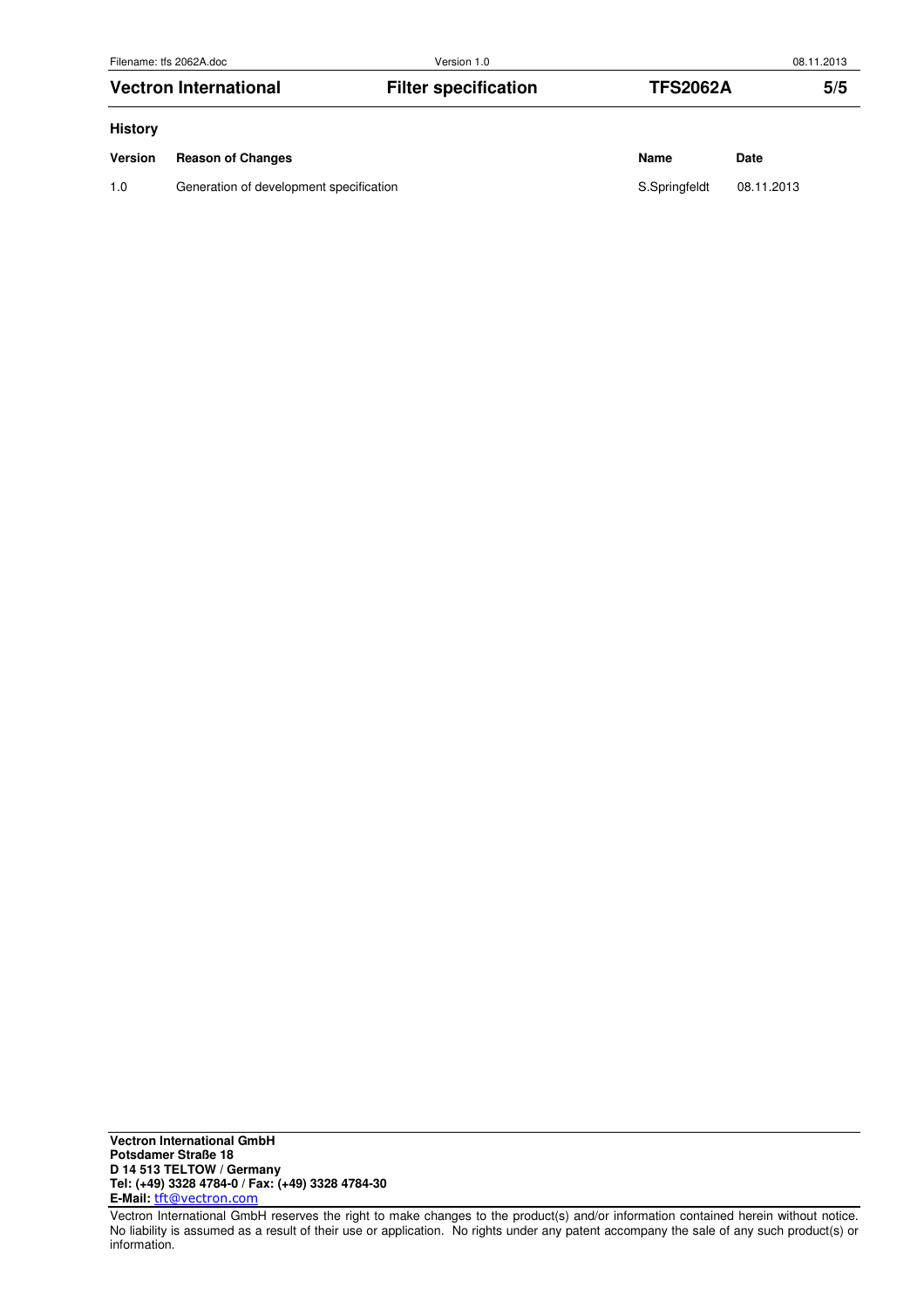## History

| Version | Reason of Changes | Name | Date |
|---|---|---|---|
| 1.0 | Generation of development specification | S.Springfeldt | 08.11.2013 |

**Vectron International GmbH**
**Potsdamer Straße 18**
**D 14 513 TELTOW / Germany**
**Tel: (+49) 3328 4784-0 / Fax: (+49) 3328 4784-30**
**E-Mail:** tft@vectron.com

Vectron International GmbH reserves the right to make changes to the product(s) and/or information contained herein without notice. No liability is assumed as a result of their use or application. No rights under any patent accompany the sale of any such product(s) or information.